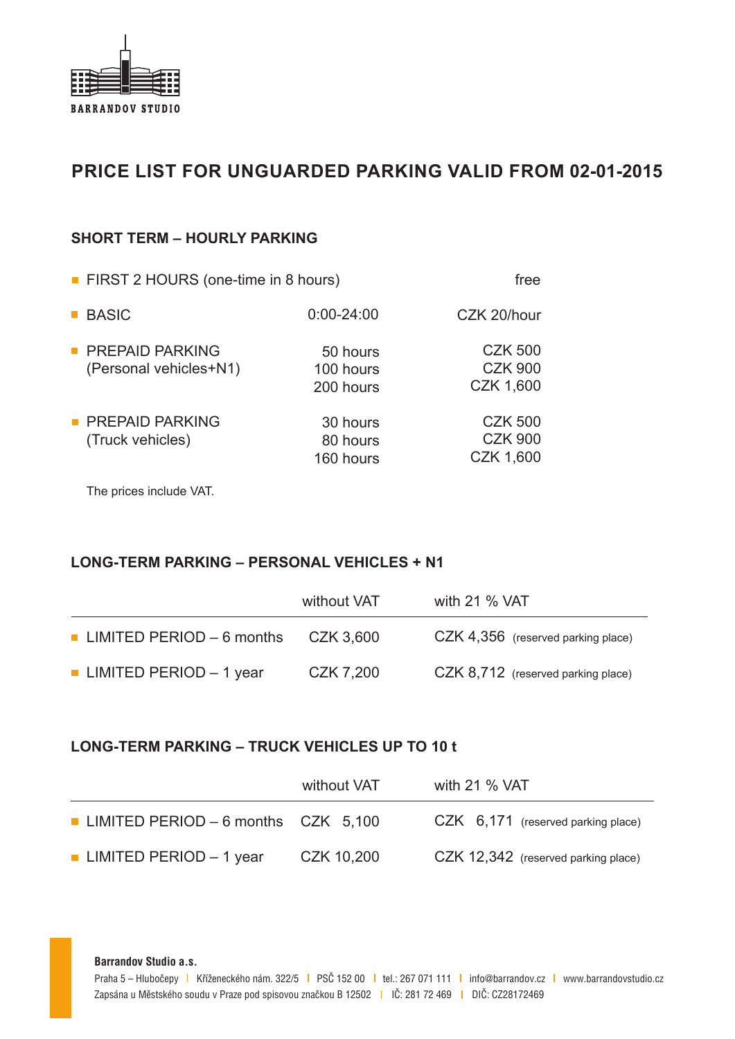BARRANDOV STUDIO

# PRICE LIST FOR UNGUARDED PARKING VALID FROM 02-01-2015

## SHORT TERM – HOURLY PARKING

| | | |
|---|---|---|
| FIRST 2 HOURS (one-time in 8 hours) | | free |
| BASIC | 0:00-24:00 | CZK 20/hour |
| PREPAID PARKING (Personal vehicles+N1) | 50 hours<br>100 hours<br>200 hours | CZK 500<br>CZK 900<br>CZK 1,600 |
| PREPAID PARKING (Truck vehicles) | 30 hours<br>80 hours<br>160 hours | CZK 500<br>CZK 900<br>CZK 1,600 |

The prices include VAT.

## LONG-TERM PARKING – PERSONAL VEHICLES + N1

| | without VAT | with 21 % VAT |
|---|---|---|
| LIMITED PERIOD – 6 months | CZK 3,600 | CZK 4,356 (reserved parking place) |
| LIMITED PERIOD – 1 year | CZK 7,200 | CZK 8,712 (reserved parking place) |

## LONG-TERM PARKING – TRUCK VEHICLES UP TO 10 t

| | without VAT | with 21 % VAT |
|---|---|---|
| LIMITED PERIOD – 6 months | CZK 5,100 | CZK 6,171 (reserved parking place) |
| LIMITED PERIOD – 1 year | CZK 10,200 | CZK 12,342 (reserved parking place) |

**Barrandov Studio a.s.**

Praha 5 – Hlubočepy | Kříženeckého nám. 322/5 | PSČ 152 00 | tel.: 267 071 111 | info@barrandov.cz | www.barrandovstudio.cz
Zapsána u Městského soudu v Praze pod spisovou značkou B 12502 | IČ: 281 72 469 | DIČ: CZ28172469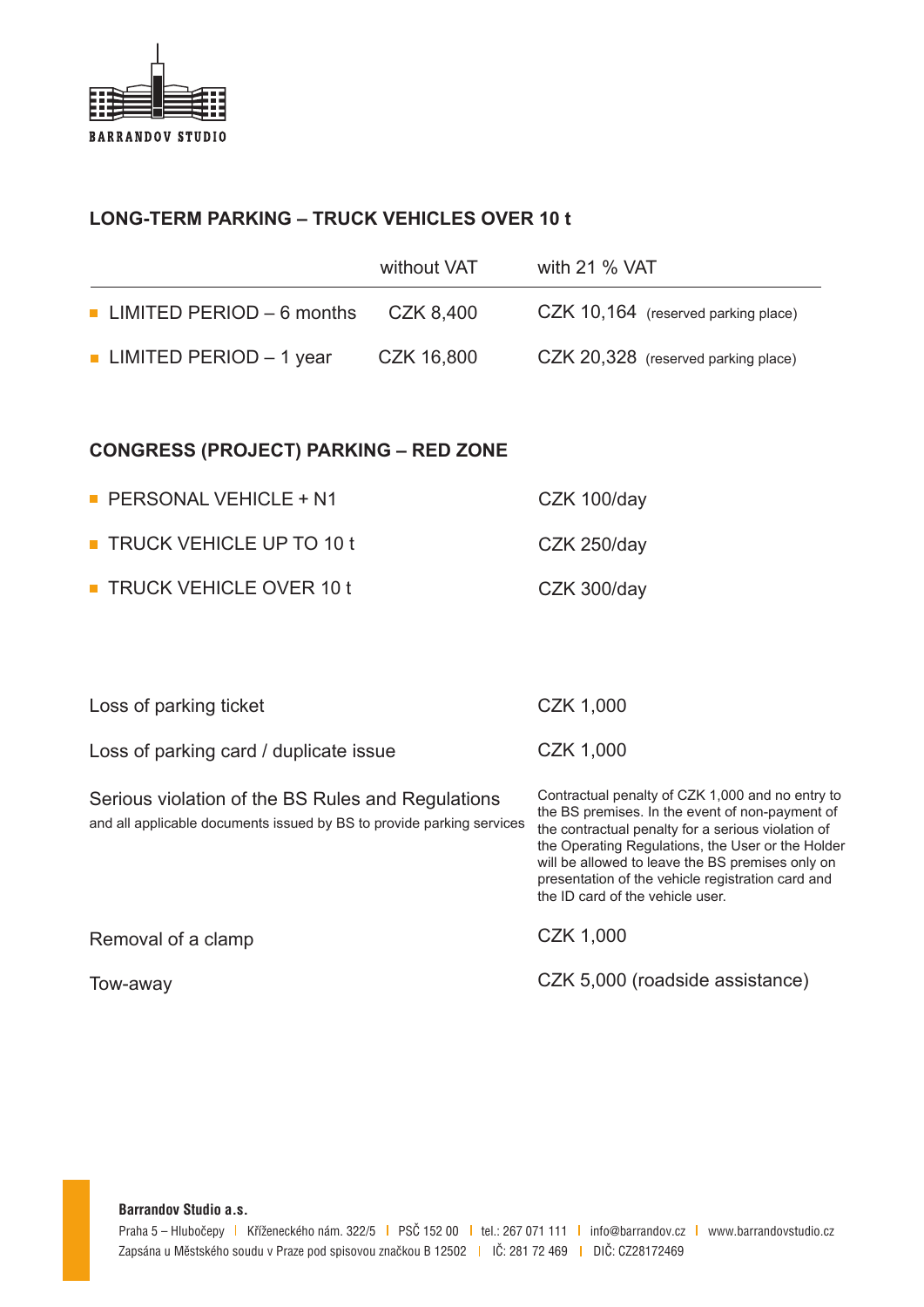## LONG-TERM PARKING – TRUCK VEHICLES OVER 10 t

| | without VAT | with 21 % VAT |
|---|---|---|
| LIMITED PERIOD – 6 months | CZK 8,400 | CZK 10,164 (reserved parking place) |
| LIMITED PERIOD – 1 year | CZK 16,800 | CZK 20,328 (reserved parking place) |

## CONGRESS (PROJECT) PARKING – RED ZONE

| | |
|---|---|
| PERSONAL VEHICLE + N1 | CZK 100/day |
| TRUCK VEHICLE UP TO 10 t | CZK 250/day |
| TRUCK VEHICLE OVER 10 t | CZK 300/day |

| | |
|---|---|
| Loss of parking ticket | CZK 1,000 |
| Loss of parking card / duplicate issue | CZK 1,000 |
| Serious violation of the BS Rules and Regulations and all applicable documents issued by BS to provide parking services | Contractual penalty of CZK 1,000 and no entry to the BS premises. In the event of non-payment of the contractual penalty for a serious violation of the Operating Regulations, the User or the Holder will be allowed to leave the BS premises only on presentation of the vehicle registration card and the ID card of the vehicle user. |
| Removal of a clamp | CZK 1,000 |
| Tow-away | CZK 5,000 (roadside assistance) |

**Barrandov Studio a.s.**
Praha 5 – Hlubočepy | Kříženeckého nám. 322/5 | PSČ 152 00 | tel.: 267 071 111 | info@barrandov.cz | www.barrandovstudio.cz
Zapsána u Městského soudu v Praze pod spisovou značkou B 12502 | IČ: 281 72 469 | DIČ: CZ28172469